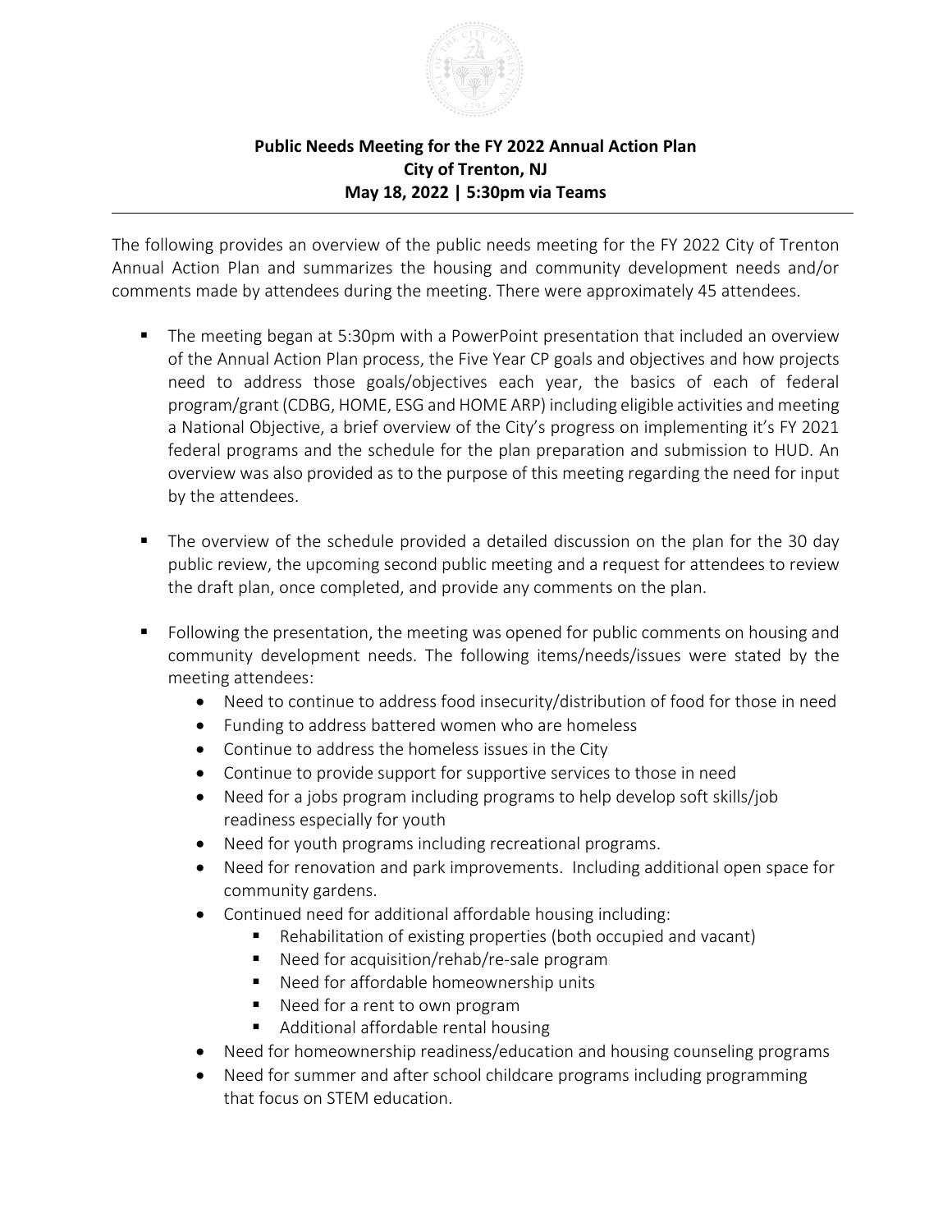**Public Needs Meeting for the FY 2022 Annual Action Plan**
**City of Trenton, NJ**
**May 18, 2022 | 5:30pm via Teams**

---

The following provides an overview of the public needs meeting for the FY 2022 City of Trenton Annual Action Plan and summarizes the housing and community development needs and/or comments made by attendees during the meeting. There were approximately 45 attendees.

- The meeting began at 5:30pm with a PowerPoint presentation that included an overview of the Annual Action Plan process, the Five Year CP goals and objectives and how projects need to address those goals/objectives each year, the basics of each of federal program/grant (CDBG, HOME, ESG and HOME ARP) including eligible activities and meeting a National Objective, a brief overview of the City's progress on implementing it's FY 2021 federal programs and the schedule for the plan preparation and submission to HUD. An overview was also provided as to the purpose of this meeting regarding the need for input by the attendees.

- The overview of the schedule provided a detailed discussion on the plan for the 30 day public review, the upcoming second public meeting and a request for attendees to review the draft plan, once completed, and provide any comments on the plan.

- Following the presentation, the meeting was opened for public comments on housing and community development needs. The following items/needs/issues were stated by the meeting attendees:
  - Need to continue to address food insecurity/distribution of food for those in need
  - Funding to address battered women who are homeless
  - Continue to address the homeless issues in the City
  - Continue to provide support for supportive services to those in need
  - Need for a jobs program including programs to help develop soft skills/job readiness especially for youth
  - Need for youth programs including recreational programs.
  - Need for renovation and park improvements. Including additional open space for community gardens.
  - Continued need for additional affordable housing including:
    - Rehabilitation of existing properties (both occupied and vacant)
    - Need for acquisition/rehab/re-sale program
    - Need for affordable homeownership units
    - Need for a rent to own program
    - Additional affordable rental housing
  - Need for homeownership readiness/education and housing counseling programs
  - Need for summer and after school childcare programs including programming that focus on STEM education.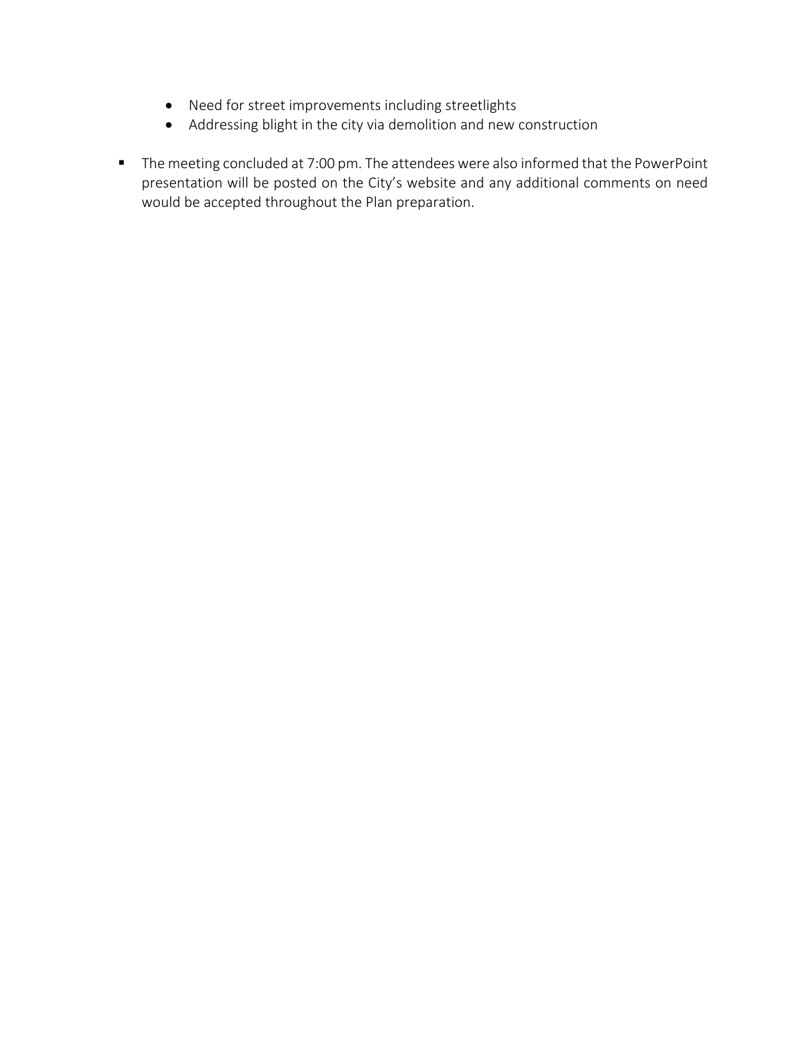- Need for street improvements including streetlights
- Addressing blight in the city via demolition and new construction

- The meeting concluded at 7:00 pm. The attendees were also informed that the PowerPoint presentation will be posted on the City's website and any additional comments on need would be accepted throughout the Plan preparation.